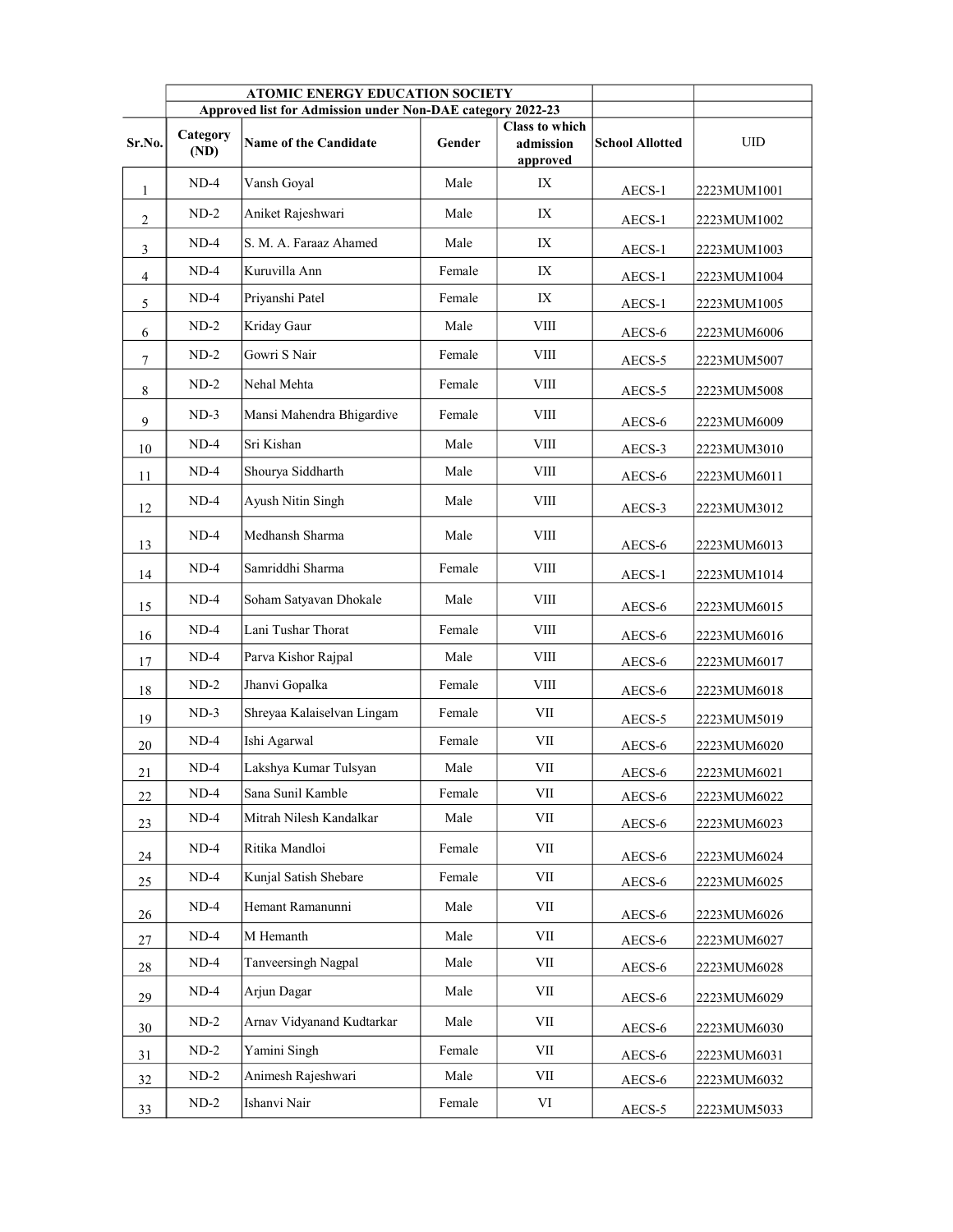| | ATOMIC ENERGY EDUCATION SOCIETY | | | | | |
|---|---|---|---|---|---|---|
| | Approved list for Admission under Non-DAE category 2022-23 | | | | | |
| **Sr.No.** | **Category (ND)** | **Name of the Candidate** | **Gender** | **Class to which admission approved** | **School Allotted** | **UID** |
| 1 | ND-4 | Vansh Goyal | Male | IX | AECS-1 | 2223MUM1001 |
| 2 | ND-2 | Aniket Rajeshwari | Male | IX | AECS-1 | 2223MUM1002 |
| 3 | ND-4 | S. M. A. Faraaz Ahamed | Male | IX | AECS-1 | 2223MUM1003 |
| 4 | ND-4 | Kuruvilla Ann | Female | IX | AECS-1 | 2223MUM1004 |
| 5 | ND-4 | Priyanshi Patel | Female | IX | AECS-1 | 2223MUM1005 |
| 6 | ND-2 | Kriday Gaur | Male | VIII | AECS-6 | 2223MUM6006 |
| 7 | ND-2 | Gowri S Nair | Female | VIII | AECS-5 | 2223MUM5007 |
| 8 | ND-2 | Nehal Mehta | Female | VIII | AECS-5 | 2223MUM5008 |
| 9 | ND-3 | Mansi Mahendra Bhigardive | Female | VIII | AECS-6 | 2223MUM6009 |
| 10 | ND-4 | Sri Kishan | Male | VIII | AECS-3 | 2223MUM3010 |
| 11 | ND-4 | Shourya Siddharth | Male | VIII | AECS-6 | 2223MUM6011 |
| 12 | ND-4 | Ayush Nitin Singh | Male | VIII | AECS-3 | 2223MUM3012 |
| 13 | ND-4 | Medhansh Sharma | Male | VIII | AECS-6 | 2223MUM6013 |
| 14 | ND-4 | Samriddhi Sharma | Female | VIII | AECS-1 | 2223MUM1014 |
| 15 | ND-4 | Soham Satyavan Dhokale | Male | VIII | AECS-6 | 2223MUM6015 |
| 16 | ND-4 | Lani Tushar Thorat | Female | VIII | AECS-6 | 2223MUM6016 |
| 17 | ND-4 | Parva Kishor Rajpal | Male | VIII | AECS-6 | 2223MUM6017 |
| 18 | ND-2 | Jhanvi Gopalka | Female | VIII | AECS-6 | 2223MUM6018 |
| 19 | ND-3 | Shreyaa Kalaiselvan Lingam | Female | VII | AECS-5 | 2223MUM5019 |
| 20 | ND-4 | Ishi Agarwal | Female | VII | AECS-6 | 2223MUM6020 |
| 21 | ND-4 | Lakshya Kumar Tulsyan | Male | VII | AECS-6 | 2223MUM6021 |
| 22 | ND-4 | Sana Sunil Kamble | Female | VII | AECS-6 | 2223MUM6022 |
| 23 | ND-4 | Mitrah Nilesh Kandalkar | Male | VII | AECS-6 | 2223MUM6023 |
| 24 | ND-4 | Ritika Mandloi | Female | VII | AECS-6 | 2223MUM6024 |
| 25 | ND-4 | Kunjal Satish Shebare | Female | VII | AECS-6 | 2223MUM6025 |
| 26 | ND-4 | Hemant Ramanunni | Male | VII | AECS-6 | 2223MUM6026 |
| 27 | ND-4 | M Hemanth | Male | VII | AECS-6 | 2223MUM6027 |
| 28 | ND-4 | Tanveersingh Nagpal | Male | VII | AECS-6 | 2223MUM6028 |
| 29 | ND-4 | Arjun Dagar | Male | VII | AECS-6 | 2223MUM6029 |
| 30 | ND-2 | Arnav Vidyanand Kudtarkar | Male | VII | AECS-6 | 2223MUM6030 |
| 31 | ND-2 | Yamini Singh | Female | VII | AECS-6 | 2223MUM6031 |
| 32 | ND-2 | Animesh Rajeshwari | Male | VII | AECS-6 | 2223MUM6032 |
| 33 | ND-2 | Ishanvi Nair | Female | VI | AECS-5 | 2223MUM5033 |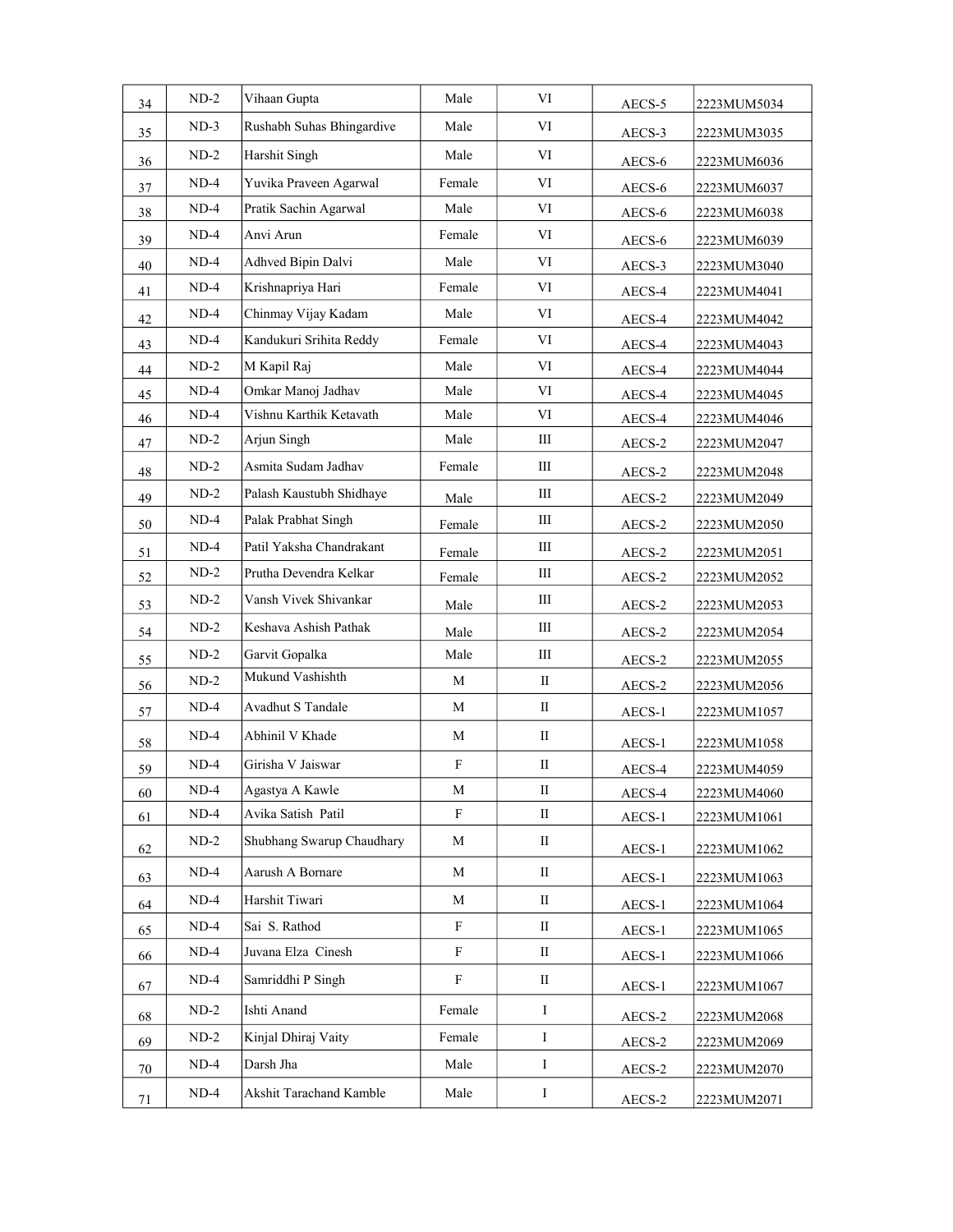| 34 | ND-2 | Vihaan Gupta | Male | VI | AECS-5 | 2223MUM5034 |
|---|---|---|---|---|---|---|
| 35 | ND-3 | Rushabh Suhas Bhingardive | Male | VI | AECS-3 | 2223MUM3035 |
| 36 | ND-2 | Harshit Singh | Male | VI | AECS-6 | 2223MUM6036 |
| 37 | ND-4 | Yuvika Praveen Agarwal | Female | VI | AECS-6 | 2223MUM6037 |
| 38 | ND-4 | Pratik Sachin Agarwal | Male | VI | AECS-6 | 2223MUM6038 |
| 39 | ND-4 | Anvi Arun | Female | VI | AECS-6 | 2223MUM6039 |
| 40 | ND-4 | Adhved Bipin Dalvi | Male | VI | AECS-3 | 2223MUM3040 |
| 41 | ND-4 | Krishnapriya Hari | Female | VI | AECS-4 | 2223MUM4041 |
| 42 | ND-4 | Chinmay Vijay Kadam | Male | VI | AECS-4 | 2223MUM4042 |
| 43 | ND-4 | Kandukuri Srihita Reddy | Female | VI | AECS-4 | 2223MUM4043 |
| 44 | ND-2 | M Kapil Raj | Male | VI | AECS-4 | 2223MUM4044 |
| 45 | ND-4 | Omkar Manoj Jadhav | Male | VI | AECS-4 | 2223MUM4045 |
| 46 | ND-4 | Vishnu Karthik Ketavath | Male | VI | AECS-4 | 2223MUM4046 |
| 47 | ND-2 | Arjun Singh | Male | III | AECS-2 | 2223MUM2047 |
| 48 | ND-2 | Asmita Sudam Jadhav | Female | III | AECS-2 | 2223MUM2048 |
| 49 | ND-2 | Palash Kaustubh Shidhaye | Male | III | AECS-2 | 2223MUM2049 |
| 50 | ND-4 | Palak Prabhat Singh | Female | III | AECS-2 | 2223MUM2050 |
| 51 | ND-4 | Patil Yaksha Chandrakant | Female | III | AECS-2 | 2223MUM2051 |
| 52 | ND-2 | Prutha Devendra Kelkar | Female | III | AECS-2 | 2223MUM2052 |
| 53 | ND-2 | Vansh Vivek Shivankar | Male | III | AECS-2 | 2223MUM2053 |
| 54 | ND-2 | Keshava Ashish Pathak | Male | III | AECS-2 | 2223MUM2054 |
| 55 | ND-2 | Garvit Gopalka | Male | III | AECS-2 | 2223MUM2055 |
| 56 | ND-2 | Mukund Vashishth | M | II | AECS-2 | 2223MUM2056 |
| 57 | ND-4 | Avadhut S Tandale | M | II | AECS-1 | 2223MUM1057 |
| 58 | ND-4 | Abhinil V Khade | M | II | AECS-1 | 2223MUM1058 |
| 59 | ND-4 | Girisha V Jaiswar | F | II | AECS-4 | 2223MUM4059 |
| 60 | ND-4 | Agastya A Kawle | M | II | AECS-4 | 2223MUM4060 |
| 61 | ND-4 | Avika Satish Patil | F | II | AECS-1 | 2223MUM1061 |
| 62 | ND-2 | Shubhang Swarup Chaudhary | M | II | AECS-1 | 2223MUM1062 |
| 63 | ND-4 | Aarush A Bornare | M | II | AECS-1 | 2223MUM1063 |
| 64 | ND-4 | Harshit Tiwari | M | II | AECS-1 | 2223MUM1064 |
| 65 | ND-4 | Sai S. Rathod | F | II | AECS-1 | 2223MUM1065 |
| 66 | ND-4 | Juvana Elza Cinesh | F | II | AECS-1 | 2223MUM1066 |
| 67 | ND-4 | Samriddhi P Singh | F | II | AECS-1 | 2223MUM1067 |
| 68 | ND-2 | Ishti Anand | Female | I | AECS-2 | 2223MUM2068 |
| 69 | ND-2 | Kinjal Dhiraj Vaity | Female | I | AECS-2 | 2223MUM2069 |
| 70 | ND-4 | Darsh Jha | Male | I | AECS-2 | 2223MUM2070 |
| 71 | ND-4 | Akshit Tarachand Kamble | Male | I | AECS-2 | 2223MUM2071 |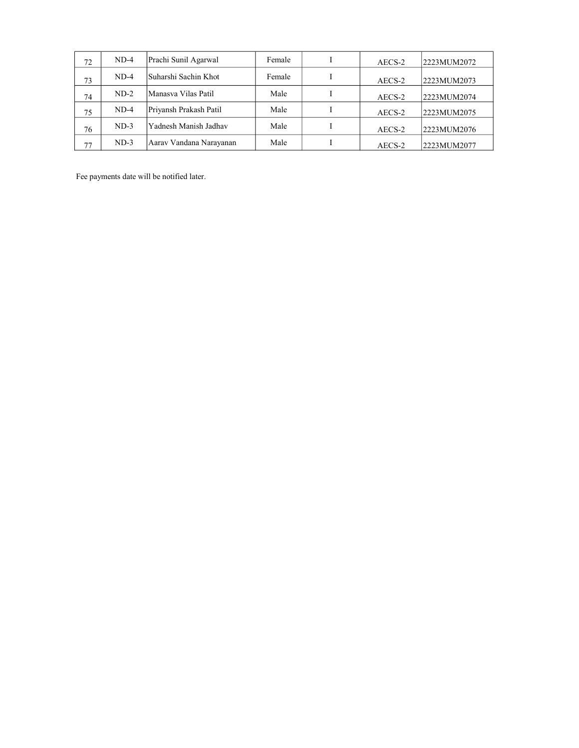| | | | | | | |
|---|---|---|---|---|---|---|
| 72 | ND-4 | Prachi Sunil Agarwal | Female | I | AECS-2 | 2223MUM2072 |
| 73 | ND-4 | Suharshi Sachin Khot | Female | I | AECS-2 | 2223MUM2073 |
| 74 | ND-2 | Manasva Vilas Patil | Male | I | AECS-2 | 2223MUM2074 |
| 75 | ND-4 | Priyansh Prakash Patil | Male | I | AECS-2 | 2223MUM2075 |
| 76 | ND-3 | Yadnesh Manish Jadhav | Male | I | AECS-2 | 2223MUM2076 |
| 77 | ND-3 | Aarav Vandana Narayanan | Male | I | AECS-2 | 2223MUM2077 |

Fee payments date will be notified later.